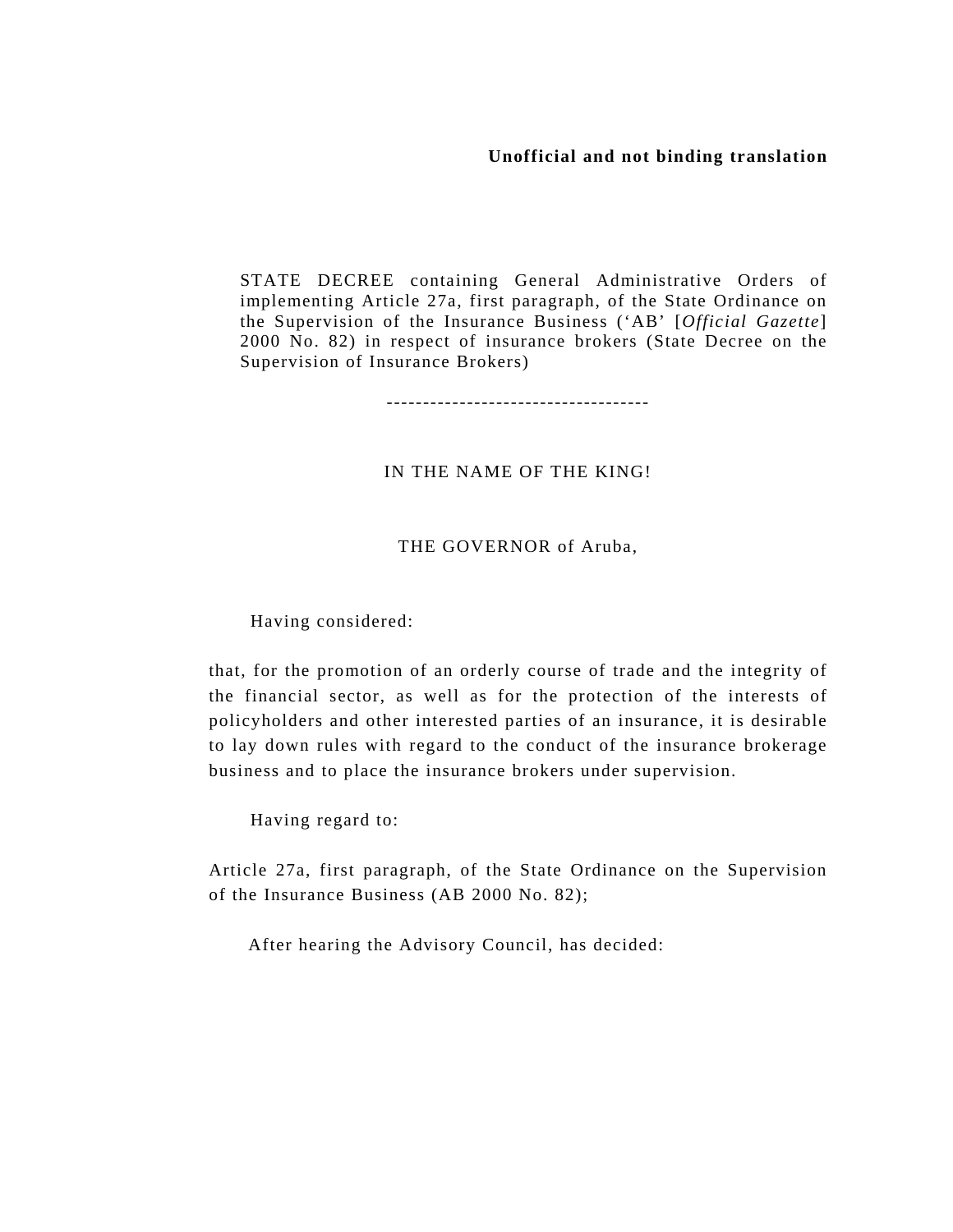**Unofficial and not binding translation**

STATE DECREE containing General Administrative Orders of implementing Article 27a, first paragraph, of the State Ordinance on the Supervision of the Insurance Business (‘AB’ [*Official Gazette*] 2000 No. 82) in respect of insurance brokers (State Decree on the Supervision of Insurance Brokers)

------------------------------------

IN THE NAME OF THE KING!

THE GOVERNOR of Aruba,

Having considered:

that, for the promotion of an orderly course of trade and the integrity of the financial sector, as well as for the protection of the interests of policyholders and other interested parties of an insurance, it is desirable to lay down rules with regard to the conduct of the insurance brokerage business and to place the insurance brokers under supervision.

Having regard to:

Article 27a, first paragraph, of the State Ordinance on the Supervision of the Insurance Business (AB 2000 No. 82);

After hearing the Advisory Council, has decided: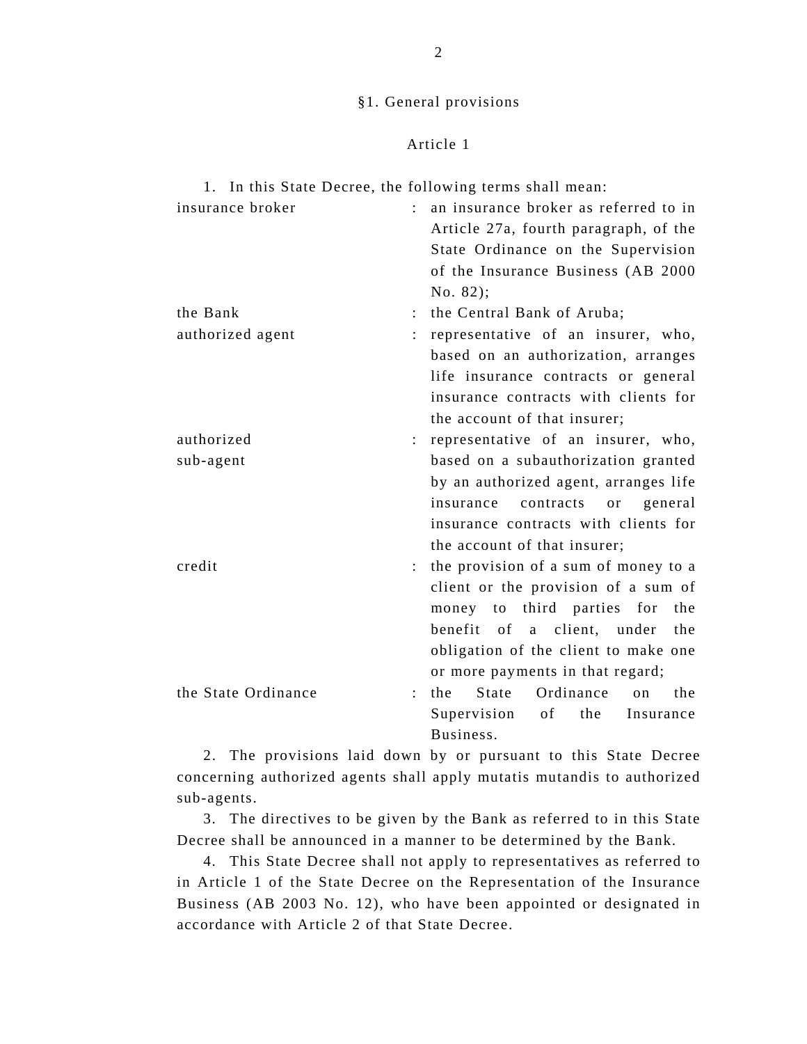## §1. General provisions

### Article 1

1. In this State Decree, the following terms shall mean:

| | | |
|---|---|---|
| insurance broker | : | an insurance broker as referred to in Article 27a, fourth paragraph, of the State Ordinance on the Supervision of the Insurance Business (AB 2000 No. 82); |
| the Bank | : | the Central Bank of Aruba; |
| authorized agent | : | representative of an insurer, who, based on an authorization, arranges life insurance contracts or general insurance contracts with clients for the account of that insurer; |
| authorized sub-agent | : | representative of an insurer, who, based on a subauthorization granted by an authorized agent, arranges life insurance contracts or general insurance contracts with clients for the account of that insurer; |
| credit | : | the provision of a sum of money to a client or the provision of a sum of money to third parties for the benefit of a client, under the obligation of the client to make one or more payments in that regard; |
| the State Ordinance | : | the State Ordinance on the Supervision of the Insurance Business. |

2. The provisions laid down by or pursuant to this State Decree concerning authorized agents shall apply mutatis mutandis to authorized sub-agents.

3. The directives to be given by the Bank as referred to in this State Decree shall be announced in a manner to be determined by the Bank.

4. This State Decree shall not apply to representatives as referred to in Article 1 of the State Decree on the Representation of the Insurance Business (AB 2003 No. 12), who have been appointed or designated in accordance with Article 2 of that State Decree.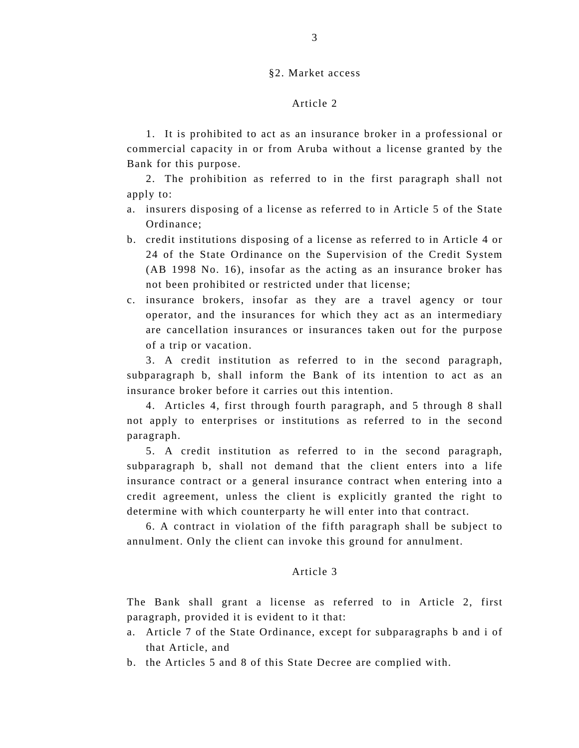## §2. Market access

### Article 2

1. It is prohibited to act as an insurance broker in a professional or commercial capacity in or from Aruba without a license granted by the Bank for this purpose.

2. The prohibition as referred to in the first paragraph shall not apply to:

a. insurers disposing of a license as referred to in Article 5 of the State Ordinance;

b. credit institutions disposing of a license as referred to in Article 4 or 24 of the State Ordinance on the Supervision of the Credit System (AB 1998 No. 16), insofar as the acting as an insurance broker has not been prohibited or restricted under that license;

c. insurance brokers, insofar as they are a travel agency or tour operator, and the insurances for which they act as an intermediary are cancellation insurances or insurances taken out for the purpose of a trip or vacation.

3. A credit institution as referred to in the second paragraph, subparagraph b, shall inform the Bank of its intention to act as an insurance broker before it carries out this intention.

4. Articles 4, first through fourth paragraph, and 5 through 8 shall not apply to enterprises or institutions as referred to in the second paragraph.

5. A credit institution as referred to in the second paragraph, subparagraph b, shall not demand that the client enters into a life insurance contract or a general insurance contract when entering into a credit agreement, unless the client is explicitly granted the right to determine with which counterparty he will enter into that contract.

6. A contract in violation of the fifth paragraph shall be subject to annulment. Only the client can invoke this ground for annulment.

### Article 3

The Bank shall grant a license as referred to in Article 2, first paragraph, provided it is evident to it that:

a. Article 7 of the State Ordinance, except for subparagraphs b and i of that Article, and

b. the Articles 5 and 8 of this State Decree are complied with.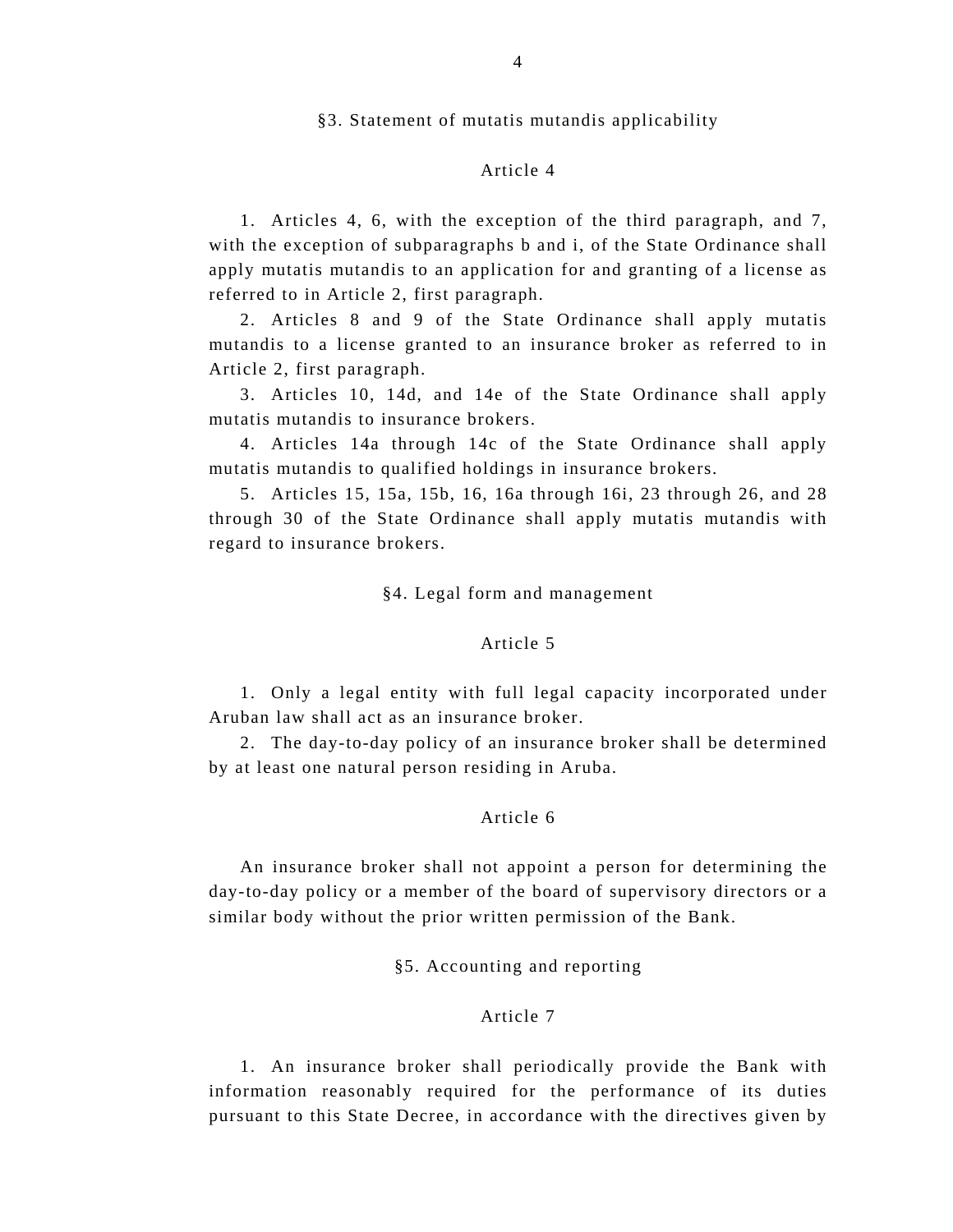## §3. Statement of mutatis mutandis applicability

### Article 4

1. Articles 4, 6, with the exception of the third paragraph, and 7, with the exception of subparagraphs b and i, of the State Ordinance shall apply mutatis mutandis to an application for and granting of a license as referred to in Article 2, first paragraph.

2. Articles 8 and 9 of the State Ordinance shall apply mutatis mutandis to a license granted to an insurance broker as referred to in Article 2, first paragraph.

3. Articles 10, 14d, and 14e of the State Ordinance shall apply mutatis mutandis to insurance brokers.

4. Articles 14a through 14c of the State Ordinance shall apply mutatis mutandis to qualified holdings in insurance brokers.

5. Articles 15, 15a, 15b, 16, 16a through 16i, 23 through 26, and 28 through 30 of the State Ordinance shall apply mutatis mutandis with regard to insurance brokers.

## §4. Legal form and management

### Article 5

1. Only a legal entity with full legal capacity incorporated under Aruban law shall act as an insurance broker.

2. The day-to-day policy of an insurance broker shall be determined by at least one natural person residing in Aruba.

### Article 6

An insurance broker shall not appoint a person for determining the day-to-day policy or a member of the board of supervisory directors or a similar body without the prior written permission of the Bank.

## §5. Accounting and reporting

### Article 7

1. An insurance broker shall periodically provide the Bank with information reasonably required for the performance of its duties pursuant to this State Decree, in accordance with the directives given by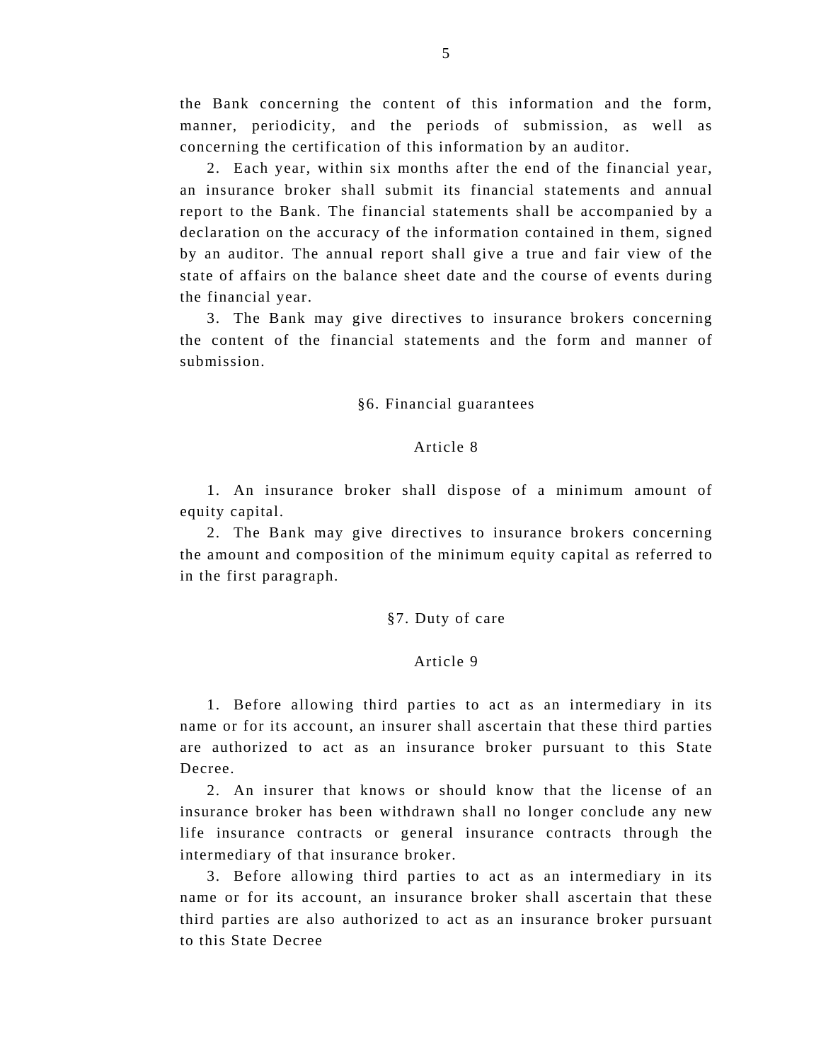the Bank concerning the content of this information and the form, manner, periodicity, and the periods of submission, as well as concerning the certification of this information by an auditor.

2. Each year, within six months after the end of the financial year, an insurance broker shall submit its financial statements and annual report to the Bank. The financial statements shall be accompanied by a declaration on the accuracy of the information contained in them, signed by an auditor. The annual report shall give a true and fair view of the state of affairs on the balance sheet date and the course of events during the financial year.

3. The Bank may give directives to insurance brokers concerning the content of the financial statements and the form and manner of submission.

### §6. Financial guarantees

#### Article 8

1. An insurance broker shall dispose of a minimum amount of equity capital.

2. The Bank may give directives to insurance brokers concerning the amount and composition of the minimum equity capital as referred to in the first paragraph.

### §7. Duty of care

#### Article 9

1. Before allowing third parties to act as an intermediary in its name or for its account, an insurer shall ascertain that these third parties are authorized to act as an insurance broker pursuant to this State Decree.

2. An insurer that knows or should know that the license of an insurance broker has been withdrawn shall no longer conclude any new life insurance contracts or general insurance contracts through the intermediary of that insurance broker.

3. Before allowing third parties to act as an intermediary in its name or for its account, an insurance broker shall ascertain that these third parties are also authorized to act as an insurance broker pursuant to this State Decree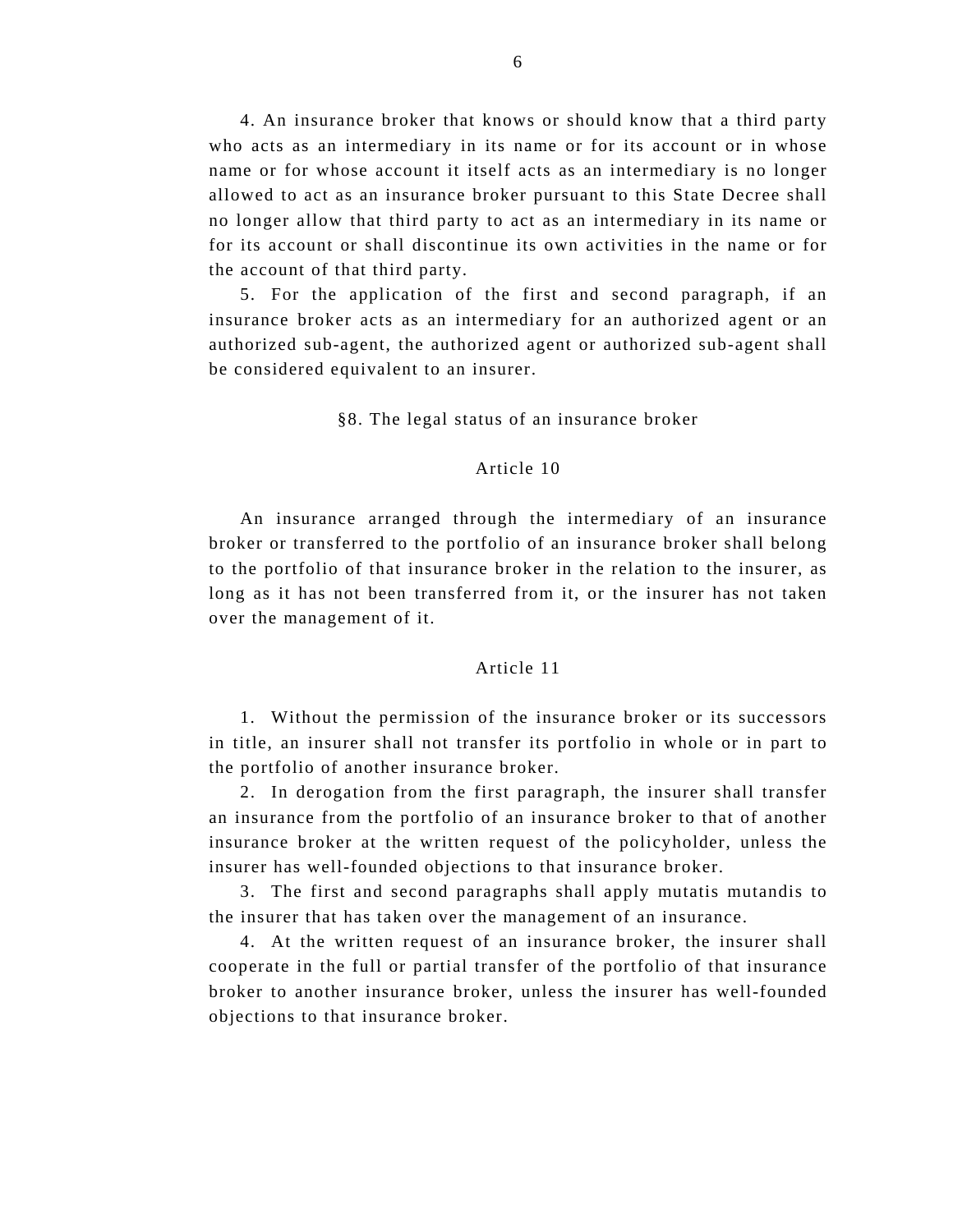4. An insurance broker that knows or should know that a third party who acts as an intermediary in its name or for its account or in whose name or for whose account it itself acts as an intermediary is no longer allowed to act as an insurance broker pursuant to this State Decree shall no longer allow that third party to act as an intermediary in its name or for its account or shall discontinue its own activities in the name or for the account of that third party.

5. For the application of the first and second paragraph, if an insurance broker acts as an intermediary for an authorized agent or an authorized sub-agent, the authorized agent or authorized sub-agent shall be considered equivalent to an insurer.

## §8. The legal status of an insurance broker

### Article 10

An insurance arranged through the intermediary of an insurance broker or transferred to the portfolio of an insurance broker shall belong to the portfolio of that insurance broker in the relation to the insurer, as long as it has not been transferred from it, or the insurer has not taken over the management of it.

### Article 11

1. Without the permission of the insurance broker or its successors in title, an insurer shall not transfer its portfolio in whole or in part to the portfolio of another insurance broker.

2. In derogation from the first paragraph, the insurer shall transfer an insurance from the portfolio of an insurance broker to that of another insurance broker at the written request of the policyholder, unless the insurer has well-founded objections to that insurance broker.

3. The first and second paragraphs shall apply mutatis mutandis to the insurer that has taken over the management of an insurance.

4. At the written request of an insurance broker, the insurer shall cooperate in the full or partial transfer of the portfolio of that insurance broker to another insurance broker, unless the insurer has well-founded objections to that insurance broker.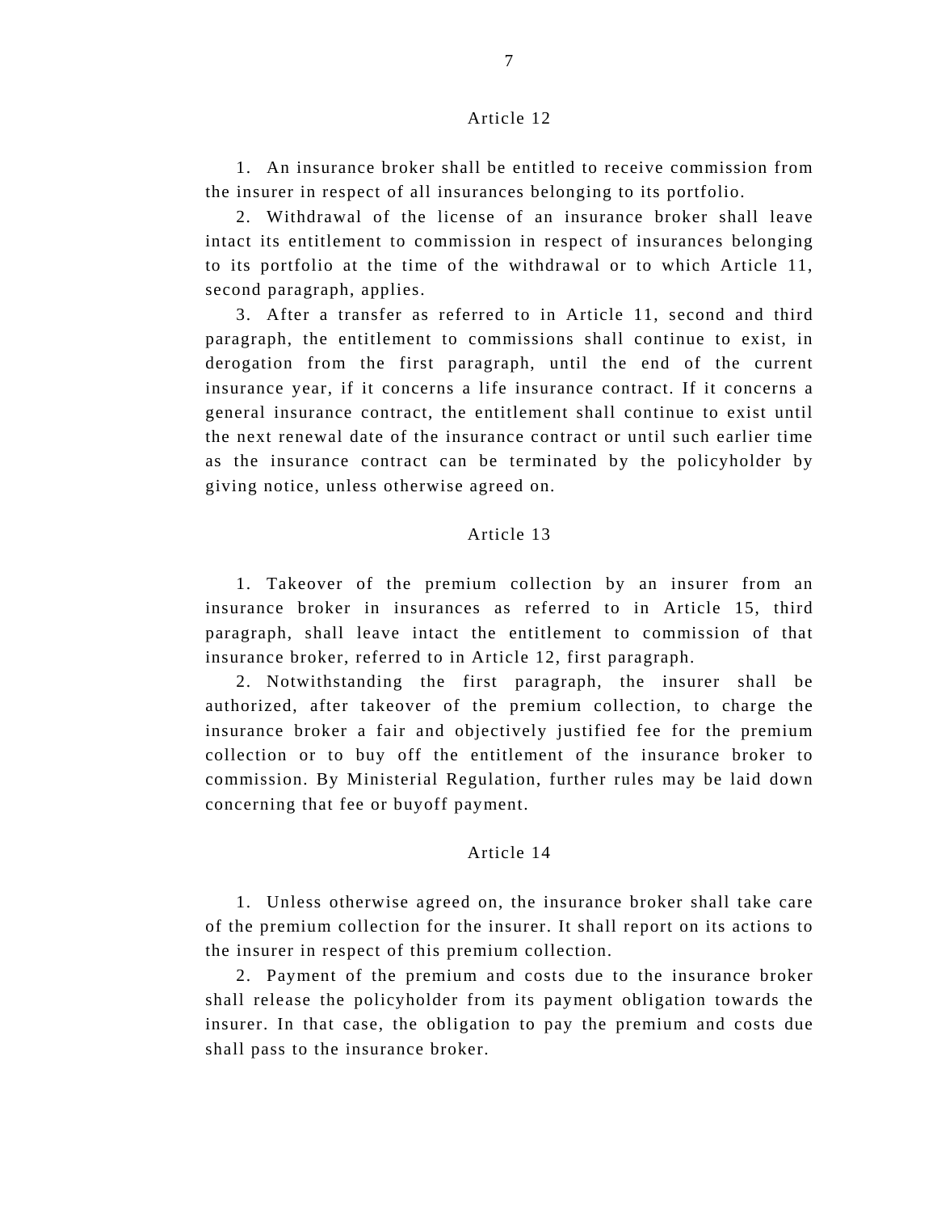## Article 12

1. An insurance broker shall be entitled to receive commission from the insurer in respect of all insurances belonging to its portfolio.

2. Withdrawal of the license of an insurance broker shall leave intact its entitlement to commission in respect of insurances belonging to its portfolio at the time of the withdrawal or to which Article 11, second paragraph, applies.

3. After a transfer as referred to in Article 11, second and third paragraph, the entitlement to commissions shall continue to exist, in derogation from the first paragraph, until the end of the current insurance year, if it concerns a life insurance contract. If it concerns a general insurance contract, the entitlement shall continue to exist until the next renewal date of the insurance contract or until such earlier time as the insurance contract can be terminated by the policyholder by giving notice, unless otherwise agreed on.

## Article 13

1. Takeover of the premium collection by an insurer from an insurance broker in insurances as referred to in Article 15, third paragraph, shall leave intact the entitlement to commission of that insurance broker, referred to in Article 12, first paragraph.

2. Notwithstanding the first paragraph, the insurer shall be authorized, after takeover of the premium collection, to charge the insurance broker a fair and objectively justified fee for the premium collection or to buy off the entitlement of the insurance broker to commission. By Ministerial Regulation, further rules may be laid down concerning that fee or buyoff payment.

## Article 14

1. Unless otherwise agreed on, the insurance broker shall take care of the premium collection for the insurer. It shall report on its actions to the insurer in respect of this premium collection.

2. Payment of the premium and costs due to the insurance broker shall release the policyholder from its payment obligation towards the insurer. In that case, the obligation to pay the premium and costs due shall pass to the insurance broker.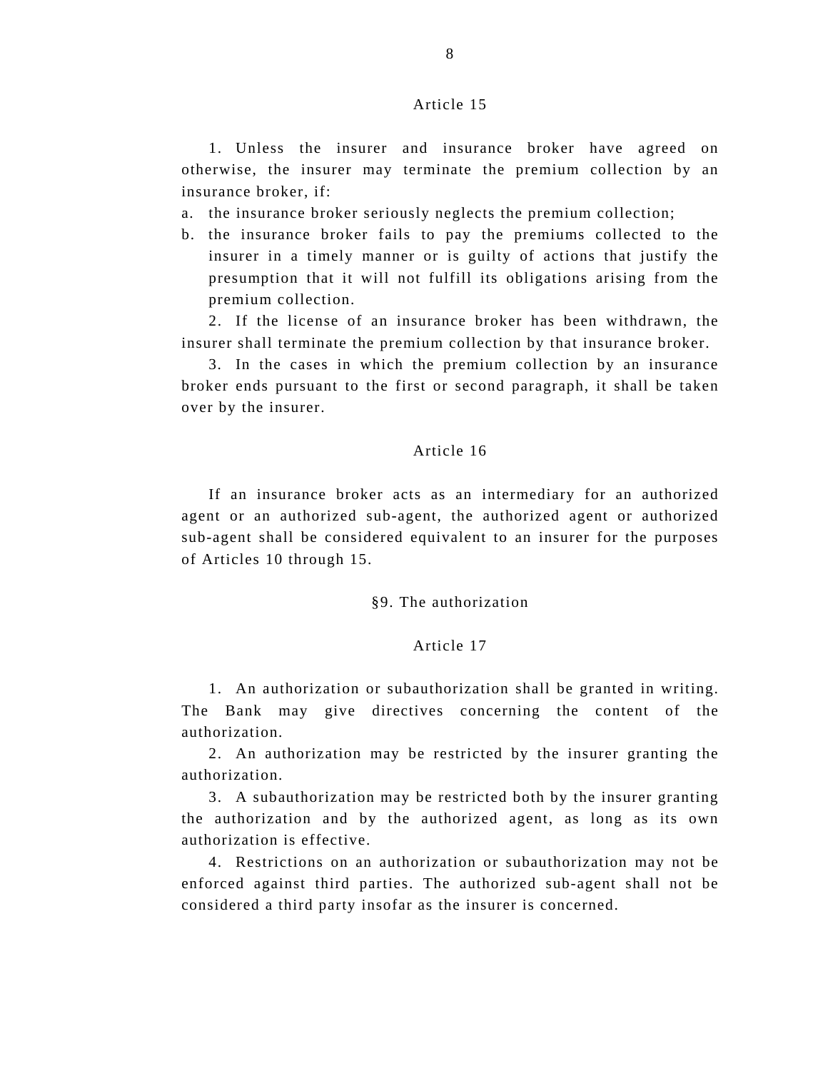### Article 15

1. Unless the insurer and insurance broker have agreed on otherwise, the insurer may terminate the premium collection by an insurance broker, if:

a. the insurance broker seriously neglects the premium collection;
b. the insurance broker fails to pay the premiums collected to the insurer in a timely manner or is guilty of actions that justify the presumption that it will not fulfill its obligations arising from the premium collection.

2. If the license of an insurance broker has been withdrawn, the insurer shall terminate the premium collection by that insurance broker.

3. In the cases in which the premium collection by an insurance broker ends pursuant to the first or second paragraph, it shall be taken over by the insurer.

### Article 16

If an insurance broker acts as an intermediary for an authorized agent or an authorized sub-agent, the authorized agent or authorized sub-agent shall be considered equivalent to an insurer for the purposes of Articles 10 through 15.

## §9. The authorization

### Article 17

1. An authorization or subauthorization shall be granted in writing. The Bank may give directives concerning the content of the authorization.

2. An authorization may be restricted by the insurer granting the authorization.

3. A subauthorization may be restricted both by the insurer granting the authorization and by the authorized agent, as long as its own authorization is effective.

4. Restrictions on an authorization or subauthorization may not be enforced against third parties. The authorized sub-agent shall not be considered a third party insofar as the insurer is concerned.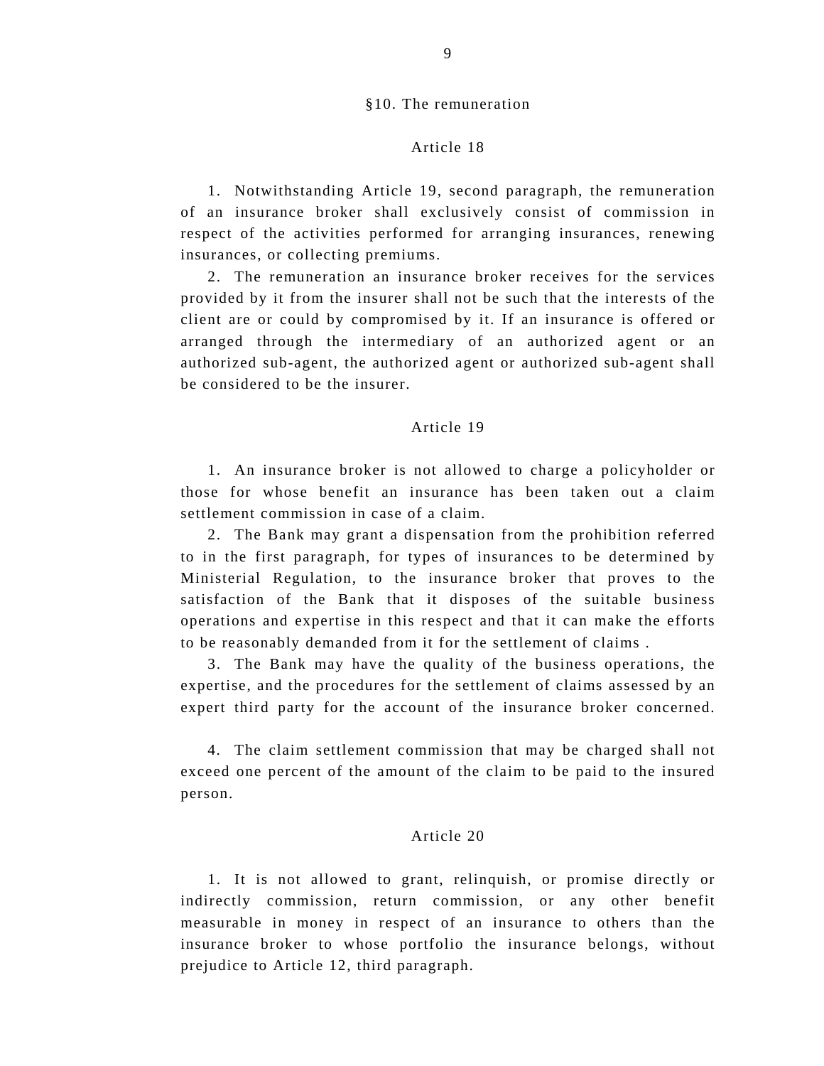## §10. The remuneration

### Article 18

1. Notwithstanding Article 19, second paragraph, the remuneration of an insurance broker shall exclusively consist of commission in respect of the activities performed for arranging insurances, renewing insurances, or collecting premiums.

2. The remuneration an insurance broker receives for the services provided by it from the insurer shall not be such that the interests of the client are or could by compromised by it. If an insurance is offered or arranged through the intermediary of an authorized agent or an authorized sub-agent, the authorized agent or authorized sub-agent shall be considered to be the insurer.

### Article 19

1. An insurance broker is not allowed to charge a policyholder or those for whose benefit an insurance has been taken out a claim settlement commission in case of a claim.

2. The Bank may grant a dispensation from the prohibition referred to in the first paragraph, for types of insurances to be determined by Ministerial Regulation, to the insurance broker that proves to the satisfaction of the Bank that it disposes of the suitable business operations and expertise in this respect and that it can make the efforts to be reasonably demanded from it for the settlement of claims .

3. The Bank may have the quality of the business operations, the expertise, and the procedures for the settlement of claims assessed by an expert third party for the account of the insurance broker concerned.

4. The claim settlement commission that may be charged shall not exceed one percent of the amount of the claim to be paid to the insured person.

### Article 20

1. It is not allowed to grant, relinquish, or promise directly or indirectly commission, return commission, or any other benefit measurable in money in respect of an insurance to others than the insurance broker to whose portfolio the insurance belongs, without prejudice to Article 12, third paragraph.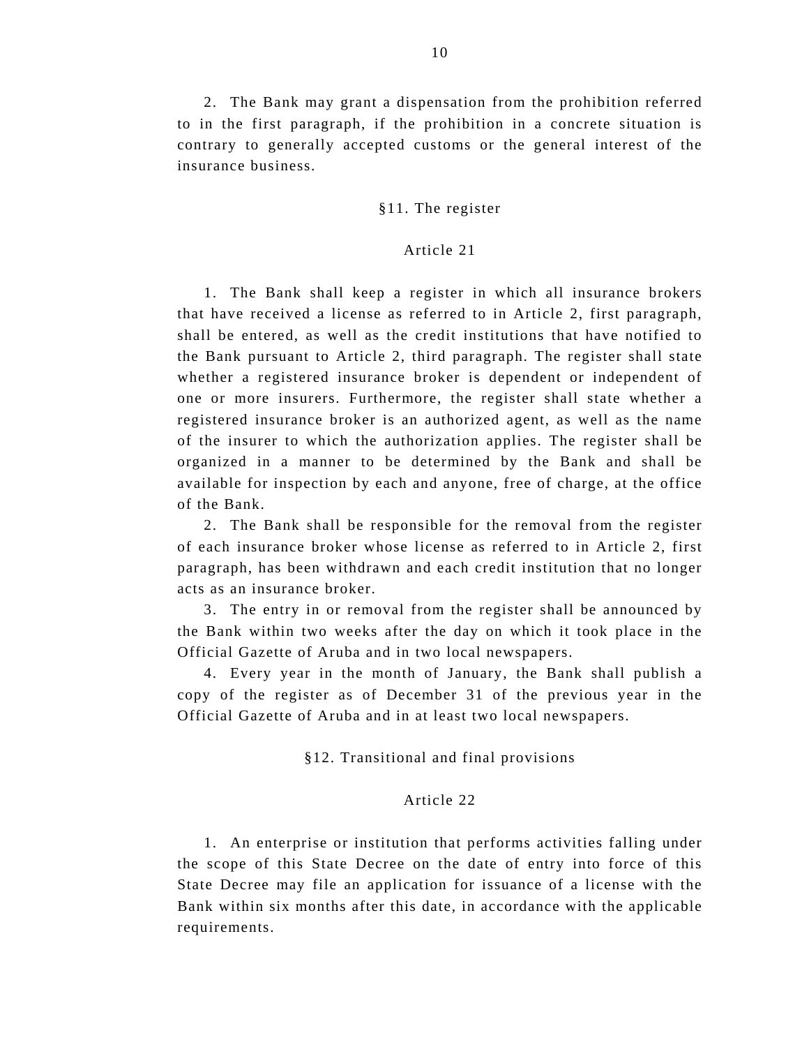2. The Bank may grant a dispensation from the prohibition referred to in the first paragraph, if the prohibition in a concrete situation is contrary to generally accepted customs or the general interest of the insurance business.

## §11. The register

### Article 21

1. The Bank shall keep a register in which all insurance brokers that have received a license as referred to in Article 2, first paragraph, shall be entered, as well as the credit institutions that have notified to the Bank pursuant to Article 2, third paragraph. The register shall state whether a registered insurance broker is dependent or independent of one or more insurers. Furthermore, the register shall state whether a registered insurance broker is an authorized agent, as well as the name of the insurer to which the authorization applies. The register shall be organized in a manner to be determined by the Bank and shall be available for inspection by each and anyone, free of charge, at the office of the Bank.

2. The Bank shall be responsible for the removal from the register of each insurance broker whose license as referred to in Article 2, first paragraph, has been withdrawn and each credit institution that no longer acts as an insurance broker.

3. The entry in or removal from the register shall be announced by the Bank within two weeks after the day on which it took place in the Official Gazette of Aruba and in two local newspapers.

4. Every year in the month of January, the Bank shall publish a copy of the register as of December 31 of the previous year in the Official Gazette of Aruba and in at least two local newspapers.

## §12. Transitional and final provisions

### Article 22

1. An enterprise or institution that performs activities falling under the scope of this State Decree on the date of entry into force of this State Decree may file an application for issuance of a license with the Bank within six months after this date, in accordance with the applicable requirements.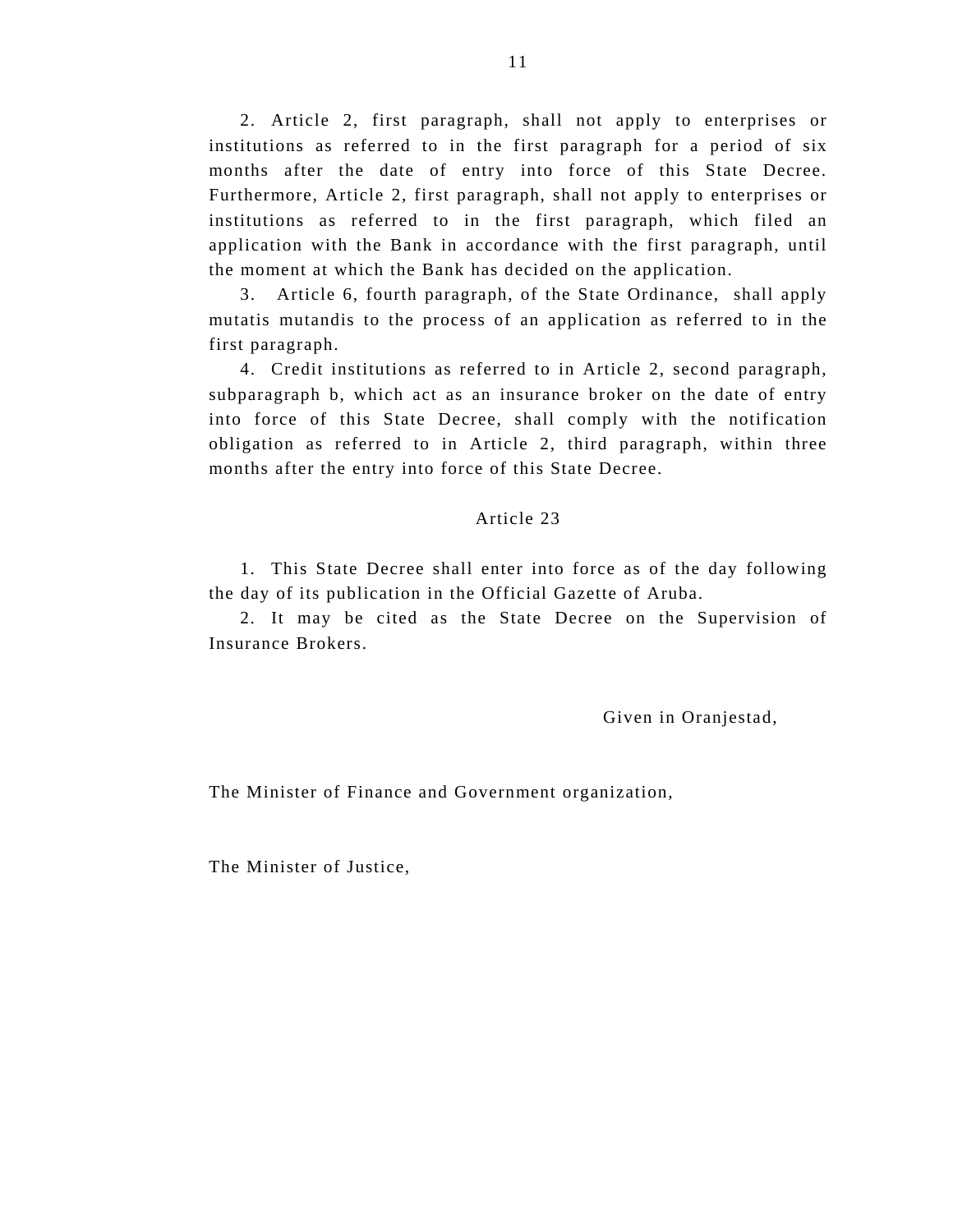2. Article 2, first paragraph, shall not apply to enterprises or institutions as referred to in the first paragraph for a period of six months after the date of entry into force of this State Decree. Furthermore, Article 2, first paragraph, shall not apply to enterprises or institutions as referred to in the first paragraph, which filed an application with the Bank in accordance with the first paragraph, until the moment at which the Bank has decided on the application.

3. Article 6, fourth paragraph, of the State Ordinance, shall apply mutatis mutandis to the process of an application as referred to in the first paragraph.

4. Credit institutions as referred to in Article 2, second paragraph, subparagraph b, which act as an insurance broker on the date of entry into force of this State Decree, shall comply with the notification obligation as referred to in Article 2, third paragraph, within three months after the entry into force of this State Decree.

## Article 23

1. This State Decree shall enter into force as of the day following the day of its publication in the Official Gazette of Aruba.

2. It may be cited as the State Decree on the Supervision of Insurance Brokers.

Given in Oranjestad,

The Minister of Finance and Government organization,

The Minister of Justice,